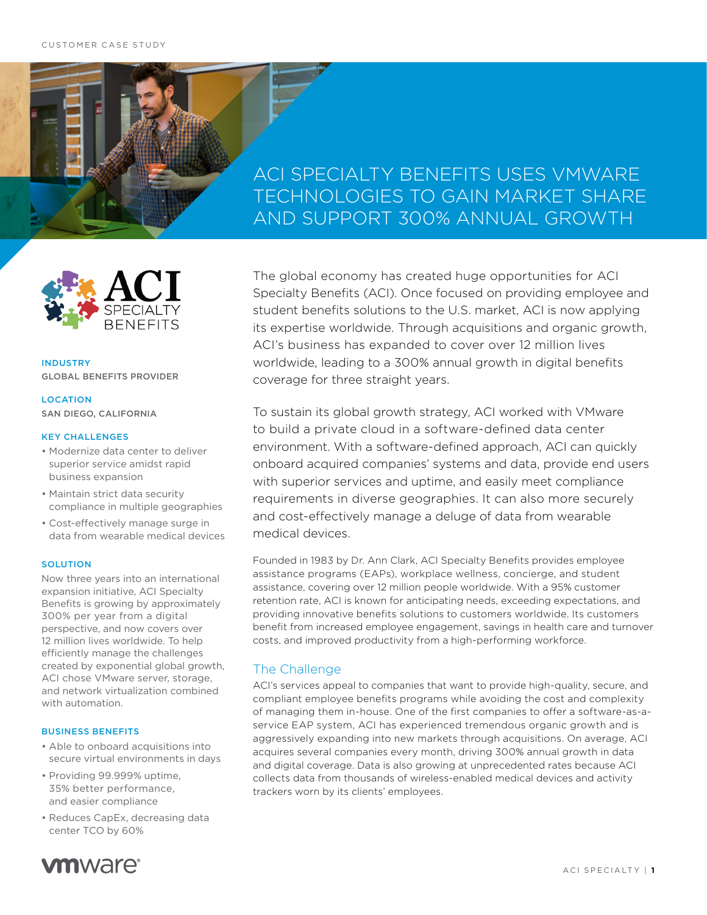CUSTOMER CASE STUDY

# ACI SPECIALTY BENEFITS USES VMWARE TECHNOLOGIES TO GAIN MARKET SHARE AND SUPPORT 300% ANNUAL GROWTH

**INDUSTRY**
GLOBAL BENEFITS PROVIDER

**LOCATION**
SAN DIEGO, CALIFORNIA

**KEY CHALLENGES**

- Modernize data center to deliver superior service amidst rapid business expansion
- Maintain strict data security compliance in multiple geographies
- Cost-effectively manage surge in data from wearable medical devices

**SOLUTION**

Now three years into an international expansion initiative, ACI Specialty Benefits is growing by approximately 300% per year from a digital perspective, and now covers over 12 million lives worldwide. To help efficiently manage the challenges created by exponential global growth, ACI chose VMware server, storage, and network virtualization combined with automation.

**BUSINESS BENEFITS**

- Able to onboard acquisitions into secure virtual environments in days
- Providing 99.999% uptime, 35% better performance, and easier compliance
- Reduces CapEx, decreasing data center TCO by 60%

The global economy has created huge opportunities for ACI Specialty Benefits (ACI). Once focused on providing employee and student benefits solutions to the U.S. market, ACI is now applying its expertise worldwide. Through acquisitions and organic growth, ACI's business has expanded to cover over 12 million lives worldwide, leading to a 300% annual growth in digital benefits coverage for three straight years.

To sustain its global growth strategy, ACI worked with VMware to build a private cloud in a software-defined data center environment. With a software-defined approach, ACI can quickly onboard acquired companies' systems and data, provide end users with superior services and uptime, and easily meet compliance requirements in diverse geographies. It can also more securely and cost-effectively manage a deluge of data from wearable medical devices.

Founded in 1983 by Dr. Ann Clark, ACI Specialty Benefits provides employee assistance programs (EAPs), workplace wellness, concierge, and student assistance, covering over 12 million people worldwide. With a 95% customer retention rate, ACI is known for anticipating needs, exceeding expectations, and providing innovative benefits solutions to customers worldwide. Its customers benefit from increased employee engagement, savings in health care and turnover costs, and improved productivity from a high-performing workforce.

## The Challenge

ACI's services appeal to companies that want to provide high-quality, secure, and compliant employee benefits programs while avoiding the cost and complexity of managing them in-house. One of the first companies to offer a software-as-a-service EAP system, ACI has experienced tremendous organic growth and is aggressively expanding into new markets through acquisitions. On average, ACI acquires several companies every month, driving 300% annual growth in data and digital coverage. Data is also growing at unprecedented rates because ACI collects data from thousands of wireless-enabled medical devices and activity trackers worn by its clients' employees.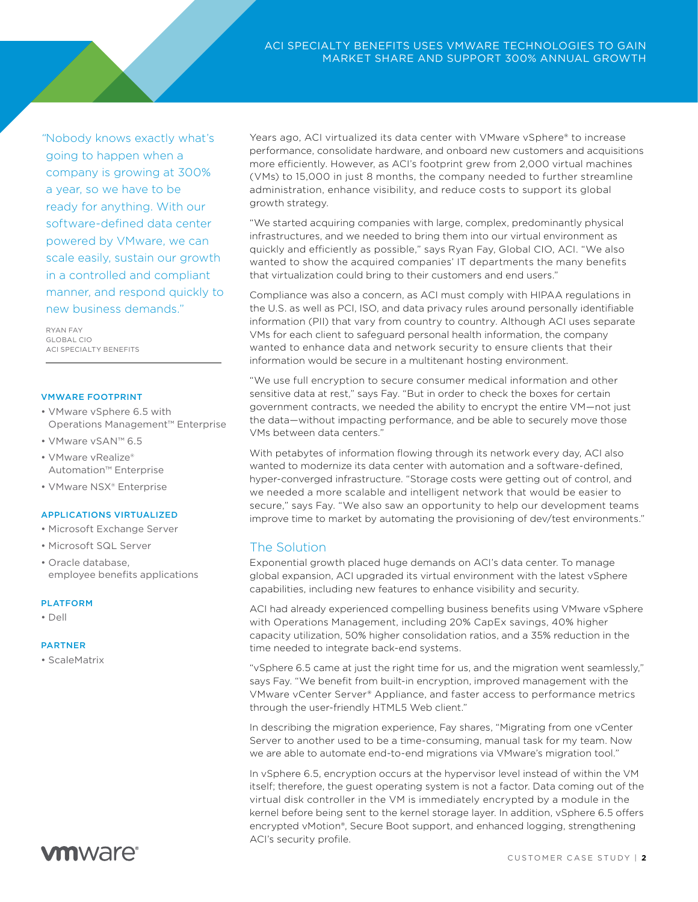"Nobody knows exactly what's going to happen when a company is growing at 300% a year, so we have to be ready for anything. With our software-defined data center powered by VMware, we can scale easily, sustain our growth in a controlled and compliant manner, and respond quickly to new business demands."

RYAN FAY
GLOBAL CIO
ACI SPECIALTY BENEFITS

#### VMWARE FOOTPRINT

- VMware vSphere 6.5 with Operations Management™ Enterprise
- VMware vSAN™ 6.5
- VMware vRealize® Automation™ Enterprise
- VMware NSX® Enterprise

#### APPLICATIONS VIRTUALIZED

- Microsoft Exchange Server
- Microsoft SQL Server
- Oracle database, employee benefits applications

#### PLATFORM

- Dell

#### PARTNER

- ScaleMatrix

Years ago, ACI virtualized its data center with VMware vSphere® to increase performance, consolidate hardware, and onboard new customers and acquisitions more efficiently. However, as ACI's footprint grew from 2,000 virtual machines (VMs) to 15,000 in just 8 months, the company needed to further streamline administration, enhance visibility, and reduce costs to support its global growth strategy.

"We started acquiring companies with large, complex, predominantly physical infrastructures, and we needed to bring them into our virtual environment as quickly and efficiently as possible," says Ryan Fay, Global CIO, ACI. "We also wanted to show the acquired companies' IT departments the many benefits that virtualization could bring to their customers and end users."

Compliance was also a concern, as ACI must comply with HIPAA regulations in the U.S. as well as PCI, ISO, and data privacy rules around personally identifiable information (PII) that vary from country to country. Although ACI uses separate VMs for each client to safeguard personal health information, the company wanted to enhance data and network security to ensure clients that their information would be secure in a multitenant hosting environment.

"We use full encryption to secure consumer medical information and other sensitive data at rest," says Fay. "But in order to check the boxes for certain government contracts, we needed the ability to encrypt the entire VM—not just the data—without impacting performance, and be able to securely move those VMs between data centers."

With petabytes of information flowing through its network every day, ACI also wanted to modernize its data center with automation and a software-defined, hyper-converged infrastructure. "Storage costs were getting out of control, and we needed a more scalable and intelligent network that would be easier to secure," says Fay. "We also saw an opportunity to help our development teams improve time to market by automating the provisioning of dev/test environments."

## The Solution

Exponential growth placed huge demands on ACI's data center. To manage global expansion, ACI upgraded its virtual environment with the latest vSphere capabilities, including new features to enhance visibility and security.

ACI had already experienced compelling business benefits using VMware vSphere with Operations Management, including 20% CapEx savings, 40% higher capacity utilization, 50% higher consolidation ratios, and a 35% reduction in the time needed to integrate back-end systems.

"vSphere 6.5 came at just the right time for us, and the migration went seamlessly," says Fay. "We benefit from built-in encryption, improved management with the VMware vCenter Server® Appliance, and faster access to performance metrics through the user-friendly HTML5 Web client."

In describing the migration experience, Fay shares, "Migrating from one vCenter Server to another used to be a time-consuming, manual task for my team. Now we are able to automate end-to-end migrations via VMware's migration tool."

In vSphere 6.5, encryption occurs at the hypervisor level instead of within the VM itself; therefore, the guest operating system is not a factor. Data coming out of the virtual disk controller in the VM is immediately encrypted by a module in the kernel before being sent to the kernel storage layer. In addition, vSphere 6.5 offers encrypted vMotion®, Secure Boot support, and enhanced logging, strengthening ACI's security profile.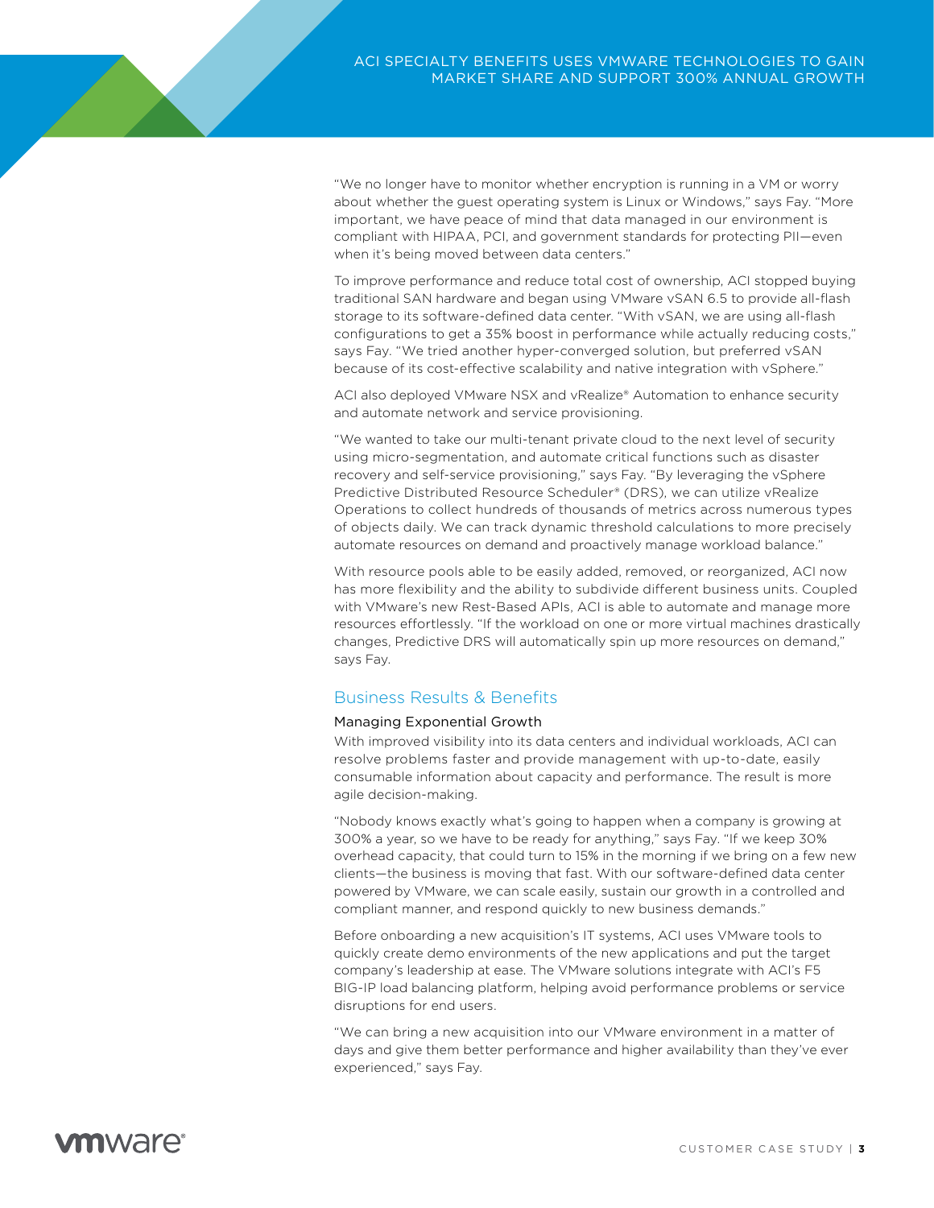"We no longer have to monitor whether encryption is running in a VM or worry about whether the guest operating system is Linux or Windows," says Fay. "More important, we have peace of mind that data managed in our environment is compliant with HIPAA, PCI, and government standards for protecting PII—even when it's being moved between data centers."

To improve performance and reduce total cost of ownership, ACI stopped buying traditional SAN hardware and began using VMware vSAN 6.5 to provide all-flash storage to its software-defined data center. "With vSAN, we are using all-flash configurations to get a 35% boost in performance while actually reducing costs," says Fay. "We tried another hyper-converged solution, but preferred vSAN because of its cost-effective scalability and native integration with vSphere."

ACI also deployed VMware NSX and vRealize® Automation to enhance security and automate network and service provisioning.

"We wanted to take our multi-tenant private cloud to the next level of security using micro-segmentation, and automate critical functions such as disaster recovery and self-service provisioning," says Fay. "By leveraging the vSphere Predictive Distributed Resource Scheduler® (DRS), we can utilize vRealize Operations to collect hundreds of thousands of metrics across numerous types of objects daily. We can track dynamic threshold calculations to more precisely automate resources on demand and proactively manage workload balance."

With resource pools able to be easily added, removed, or reorganized, ACI now has more flexibility and the ability to subdivide different business units. Coupled with VMware's new Rest-Based APIs, ACI is able to automate and manage more resources effortlessly. "If the workload on one or more virtual machines drastically changes, Predictive DRS will automatically spin up more resources on demand," says Fay.

## Business Results & Benefits

### Managing Exponential Growth

With improved visibility into its data centers and individual workloads, ACI can resolve problems faster and provide management with up-to-date, easily consumable information about capacity and performance. The result is more agile decision-making.

"Nobody knows exactly what's going to happen when a company is growing at 300% a year, so we have to be ready for anything," says Fay. "If we keep 30% overhead capacity, that could turn to 15% in the morning if we bring on a few new clients—the business is moving that fast. With our software-defined data center powered by VMware, we can scale easily, sustain our growth in a controlled and compliant manner, and respond quickly to new business demands."

Before onboarding a new acquisition's IT systems, ACI uses VMware tools to quickly create demo environments of the new applications and put the target company's leadership at ease. The VMware solutions integrate with ACI's F5 BIG-IP load balancing platform, helping avoid performance problems or service disruptions for end users.

"We can bring a new acquisition into our VMware environment in a matter of days and give them better performance and higher availability than they've ever experienced," says Fay.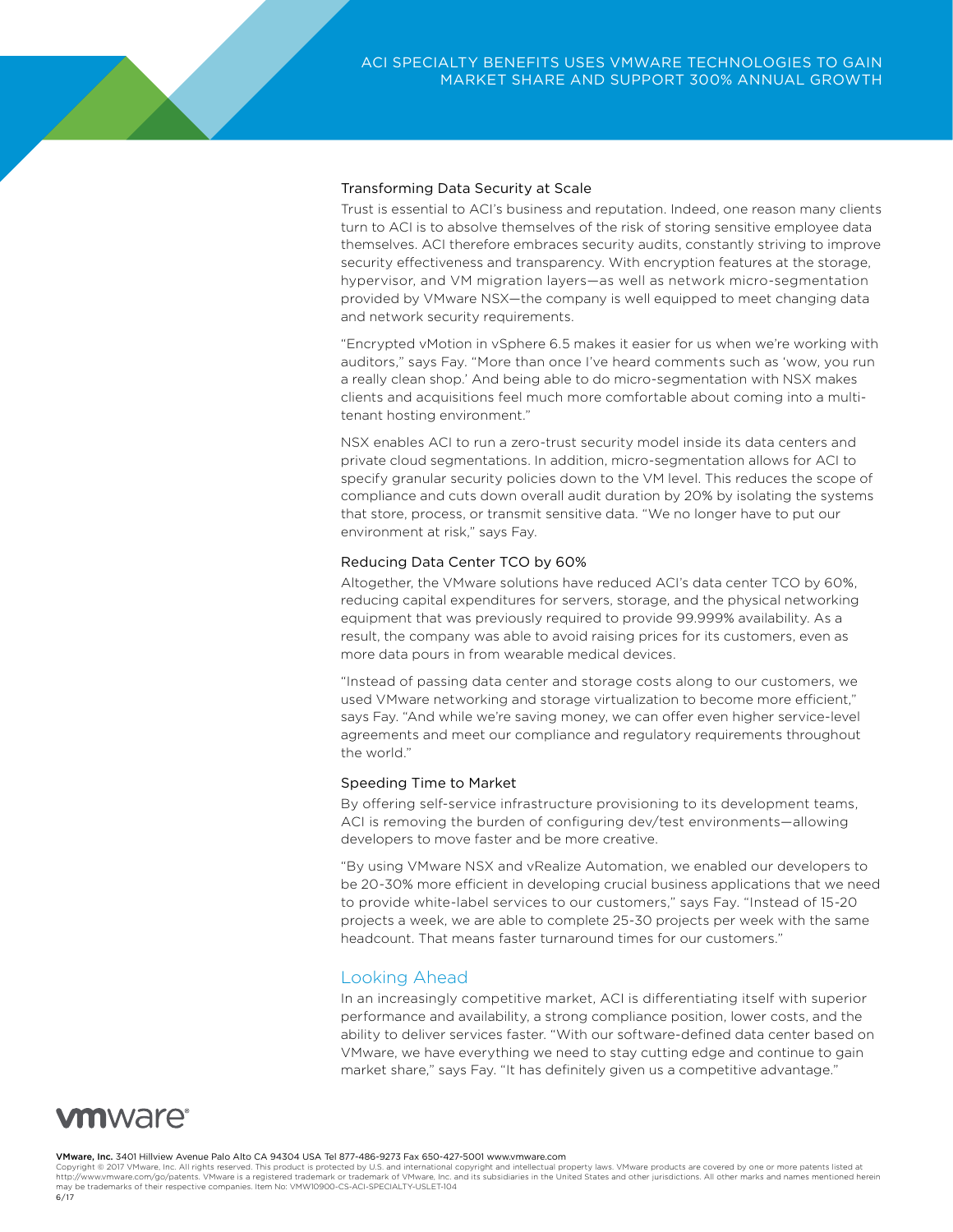### Transforming Data Security at Scale

Trust is essential to ACI's business and reputation. Indeed, one reason many clients turn to ACI is to absolve themselves of the risk of storing sensitive employee data themselves. ACI therefore embraces security audits, constantly striving to improve security effectiveness and transparency. With encryption features at the storage, hypervisor, and VM migration layers—as well as network micro-segmentation provided by VMware NSX—the company is well equipped to meet changing data and network security requirements.

"Encrypted vMotion in vSphere 6.5 makes it easier for us when we're working with auditors," says Fay. "More than once I've heard comments such as 'wow, you run a really clean shop.' And being able to do micro-segmentation with NSX makes clients and acquisitions feel much more comfortable about coming into a multi-tenant hosting environment."

NSX enables ACI to run a zero-trust security model inside its data centers and private cloud segmentations. In addition, micro-segmentation allows for ACI to specify granular security policies down to the VM level. This reduces the scope of compliance and cuts down overall audit duration by 20% by isolating the systems that store, process, or transmit sensitive data. "We no longer have to put our environment at risk," says Fay.

### Reducing Data Center TCO by 60%

Altogether, the VMware solutions have reduced ACI's data center TCO by 60%, reducing capital expenditures for servers, storage, and the physical networking equipment that was previously required to provide 99.999% availability. As a result, the company was able to avoid raising prices for its customers, even as more data pours in from wearable medical devices.

"Instead of passing data center and storage costs along to our customers, we used VMware networking and storage virtualization to become more efficient," says Fay. "And while we're saving money, we can offer even higher service-level agreements and meet our compliance and regulatory requirements throughout the world."

### Speeding Time to Market

By offering self-service infrastructure provisioning to its development teams, ACI is removing the burden of configuring dev/test environments—allowing developers to move faster and be more creative.

"By using VMware NSX and vRealize Automation, we enabled our developers to be 20-30% more efficient in developing crucial business applications that we need to provide white-label services to our customers," says Fay. "Instead of 15-20 projects a week, we are able to complete 25-30 projects per week with the same headcount. That means faster turnaround times for our customers."

## Looking Ahead

In an increasingly competitive market, ACI is differentiating itself with superior performance and availability, a strong compliance position, lower costs, and the ability to deliver services faster. "With our software-defined data center based on VMware, we have everything we need to stay cutting edge and continue to gain market share," says Fay. "It has definitely given us a competitive advantage."

**VMware, Inc.** 3401 Hillview Avenue Palo Alto CA 94304 USA Tel 877-486-9273 Fax 650-427-5001 www.vmware.com
Copyright © 2017 VMware, Inc. All rights reserved. This product is protected by U.S. and international copyright and intellectual property laws. VMware products are covered by one or more patents listed at http://www.vmware.com/go/patents. VMware is a registered trademark or trademark of VMware, Inc. and its subsidiaries in the United States and other jurisdictions. All other marks and names mentioned herein may be trademarks of their respective companies. Item No: VMW10900-CS-ACI-SPECIALTY-USLET-104
6/17